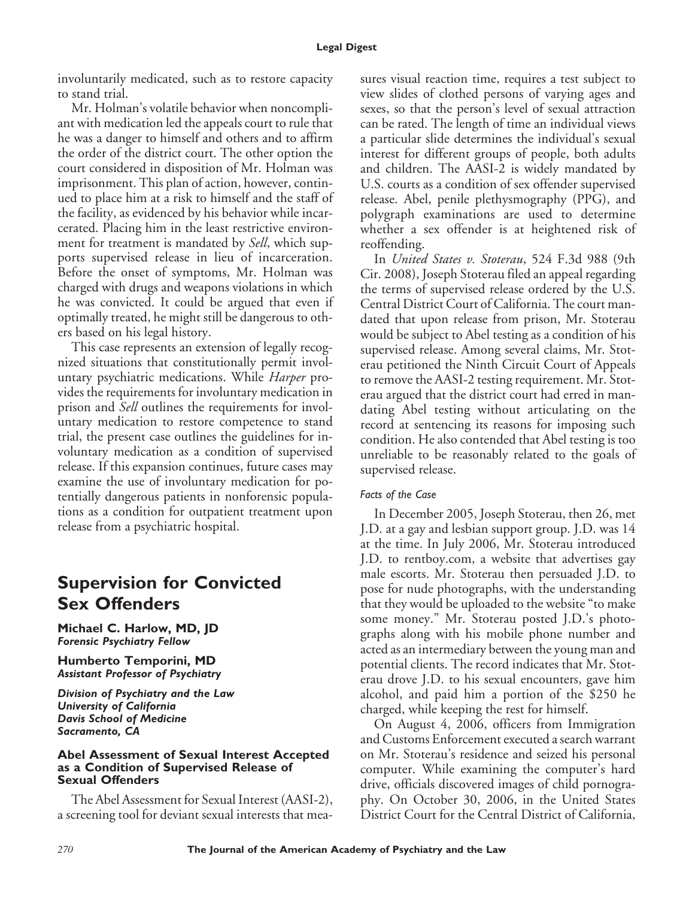involuntarily medicated, such as to restore capacity to stand trial.

Mr. Holman's volatile behavior when noncompliant with medication led the appeals court to rule that he was a danger to himself and others and to affirm the order of the district court. The other option the court considered in disposition of Mr. Holman was imprisonment. This plan of action, however, continued to place him at a risk to himself and the staff of the facility, as evidenced by his behavior while incarcerated. Placing him in the least restrictive environment for treatment is mandated by *Sell*, which supports supervised release in lieu of incarceration. Before the onset of symptoms, Mr. Holman was charged with drugs and weapons violations in which he was convicted. It could be argued that even if optimally treated, he might still be dangerous to others based on his legal history.

This case represents an extension of legally recognized situations that constitutionally permit involuntary psychiatric medications. While *Harper* provides the requirements for involuntary medication in prison and *Sell* outlines the requirements for involuntary medication to restore competence to stand trial, the present case outlines the guidelines for involuntary medication as a condition of supervised release. If this expansion continues, future cases may examine the use of involuntary medication for potentially dangerous patients in nonforensic populations as a condition for outpatient treatment upon release from a psychiatric hospital.

# Supervision for Convicted Sex Offenders

**Michael C. Harlow, MD, JD**
***Forensic Psychiatry Fellow***

**Humberto Temporini, MD**
***Assistant Professor of Psychiatry***

***Division of Psychiatry and the Law***
***University of California***
***Davis School of Medicine***
***Sacramento, CA***

### Abel Assessment of Sexual Interest Accepted as a Condition of Supervised Release of Sexual Offenders

The Abel Assessment for Sexual Interest (AASI-2), a screening tool for deviant sexual interests that measures visual reaction time, requires a test subject to view slides of clothed persons of varying ages and sexes, so that the person's level of sexual attraction can be rated. The length of time an individual views a particular slide determines the individual's sexual interest for different groups of people, both adults and children. The AASI-2 is widely mandated by U.S. courts as a condition of sex offender supervised release. Abel, penile plethysmography (PPG), and polygraph examinations are used to determine whether a sex offender is at heightened risk of reoffending.

In *United States v. Stoterau*, 524 F.3d 988 (9th Cir. 2008), Joseph Stoterau filed an appeal regarding the terms of supervised release ordered by the U.S. Central District Court of California. The court mandated that upon release from prison, Mr. Stoterau would be subject to Abel testing as a condition of his supervised release. Among several claims, Mr. Stoterau petitioned the Ninth Circuit Court of Appeals to remove the AASI-2 testing requirement. Mr. Stoterau argued that the district court had erred in mandating Abel testing without articulating on the record at sentencing its reasons for imposing such condition. He also contended that Abel testing is too unreliable to be reasonably related to the goals of supervised release.

#### *Facts of the Case*

In December 2005, Joseph Stoterau, then 26, met J.D. at a gay and lesbian support group. J.D. was 14 at the time. In July 2006, Mr. Stoterau introduced J.D. to rentboy.com, a website that advertises gay male escorts. Mr. Stoterau then persuaded J.D. to pose for nude photographs, with the understanding that they would be uploaded to the website "to make some money." Mr. Stoterau posted J.D.'s photographs along with his mobile phone number and acted as an intermediary between the young man and potential clients. The record indicates that Mr. Stoterau drove J.D. to his sexual encounters, gave him alcohol, and paid him a portion of the $250 he charged, while keeping the rest for himself.

On August 4, 2006, officers from Immigration and Customs Enforcement executed a search warrant on Mr. Stoterau's residence and seized his personal computer. While examining the computer's hard drive, officials discovered images of child pornography. On October 30, 2006, in the United States District Court for the Central District of California,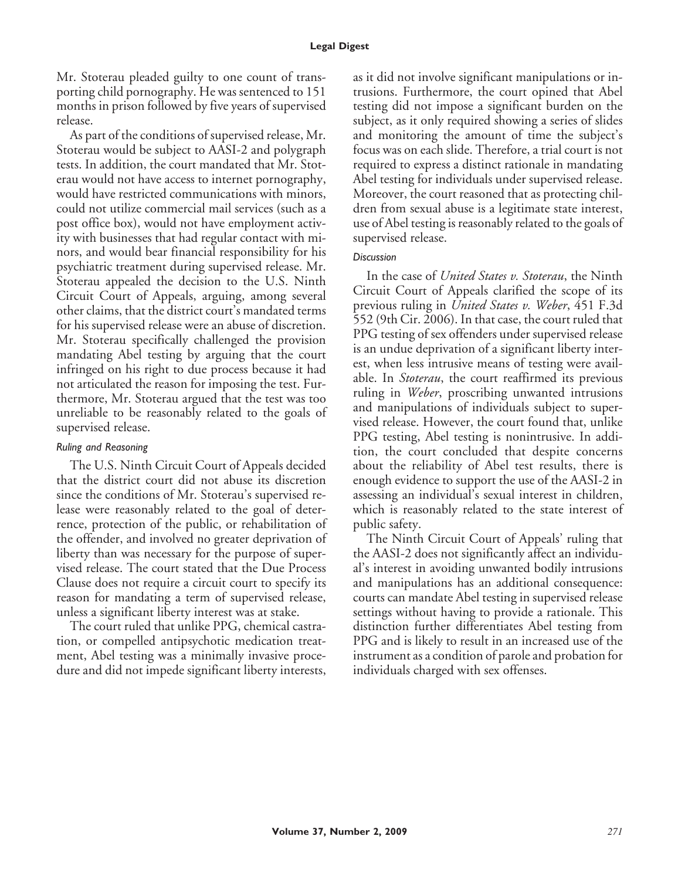Mr. Stoterau pleaded guilty to one count of transporting child pornography. He was sentenced to 151 months in prison followed by five years of supervised release.

As part of the conditions of supervised release, Mr. Stoterau would be subject to AASI-2 and polygraph tests. In addition, the court mandated that Mr. Stoterau would not have access to internet pornography, would have restricted communications with minors, could not utilize commercial mail services (such as a post office box), would not have employment activity with businesses that had regular contact with minors, and would bear financial responsibility for his psychiatric treatment during supervised release. Mr. Stoterau appealed the decision to the U.S. Ninth Circuit Court of Appeals, arguing, among several other claims, that the district court's mandated terms for his supervised release were an abuse of discretion. Mr. Stoterau specifically challenged the provision mandating Abel testing by arguing that the court infringed on his right to due process because it had not articulated the reason for imposing the test. Furthermore, Mr. Stoterau argued that the test was too unreliable to be reasonably related to the goals of supervised release.

### *Ruling and Reasoning*

The U.S. Ninth Circuit Court of Appeals decided that the district court did not abuse its discretion since the conditions of Mr. Stoterau's supervised release were reasonably related to the goal of deterrence, protection of the public, or rehabilitation of the offender, and involved no greater deprivation of liberty than was necessary for the purpose of supervised release. The court stated that the Due Process Clause does not require a circuit court to specify its reason for mandating a term of supervised release, unless a significant liberty interest was at stake.

The court ruled that unlike PPG, chemical castration, or compelled antipsychotic medication treatment, Abel testing was a minimally invasive procedure and did not impede significant liberty interests, as it did not involve significant manipulations or intrusions. Furthermore, the court opined that Abel testing did not impose a significant burden on the subject, as it only required showing a series of slides and monitoring the amount of time the subject's focus was on each slide. Therefore, a trial court is not required to express a distinct rationale in mandating Abel testing for individuals under supervised release. Moreover, the court reasoned that as protecting children from sexual abuse is a legitimate state interest, use of Abel testing is reasonably related to the goals of supervised release.

### *Discussion*

In the case of *United States v. Stoterau*, the Ninth Circuit Court of Appeals clarified the scope of its previous ruling in *United States v. Weber*, 451 F.3d 552 (9th Cir. 2006). In that case, the court ruled that PPG testing of sex offenders under supervised release is an undue deprivation of a significant liberty interest, when less intrusive means of testing were available. In *Stoterau*, the court reaffirmed its previous ruling in *Weber*, proscribing unwanted intrusions and manipulations of individuals subject to supervised release. However, the court found that, unlike PPG testing, Abel testing is nonintrusive. In addition, the court concluded that despite concerns about the reliability of Abel test results, there is enough evidence to support the use of the AASI-2 in assessing an individual's sexual interest in children, which is reasonably related to the state interest of public safety.

The Ninth Circuit Court of Appeals' ruling that the AASI-2 does not significantly affect an individual's interest in avoiding unwanted bodily intrusions and manipulations has an additional consequence: courts can mandate Abel testing in supervised release settings without having to provide a rationale. This distinction further differentiates Abel testing from PPG and is likely to result in an increased use of the instrument as a condition of parole and probation for individuals charged with sex offenses.